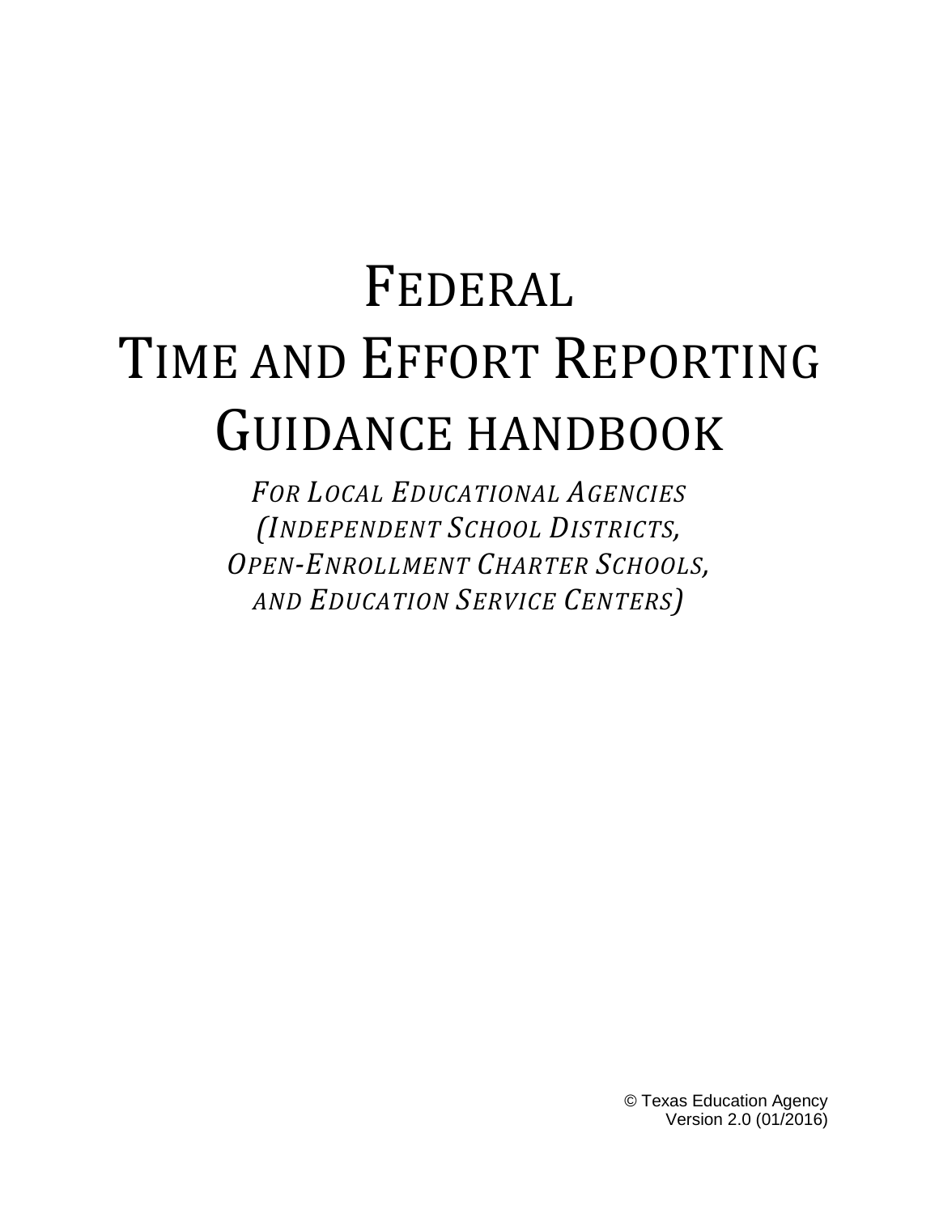# FEDERAL TIME AND EFFORT REPORTING GUIDANCE HANDBOOK

*FOR LOCAL EDUCATIONAL AGENCIES (INDEPENDENT SCHOOL DISTRICTS, OPEN-ENROLLMENT CHARTER SCHOOLS, AND EDUCATION SERVICE CENTERS)*

© Texas Education Agency
Version 2.0 (01/2016)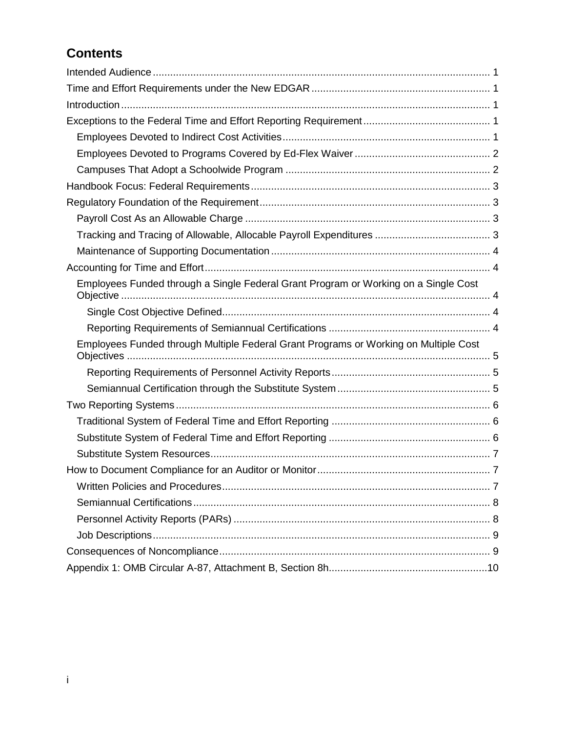## Contents

- Intended Audience ..... 1
- Time and Effort Requirements under the New EDGAR ..... 1
- Introduction ..... 1
- Exceptions to the Federal Time and Effort Reporting Requirement ..... 1
  - Employees Devoted to Indirect Cost Activities ..... 1
  - Employees Devoted to Programs Covered by Ed-Flex Waiver ..... 2
  - Campuses That Adopt a Schoolwide Program ..... 2
- Handbook Focus: Federal Requirements ..... 3
- Regulatory Foundation of the Requirement ..... 3
  - Payroll Cost As an Allowable Charge ..... 3
  - Tracking and Tracing of Allowable, Allocable Payroll Expenditures ..... 3
  - Maintenance of Supporting Documentation ..... 4
- Accounting for Time and Effort ..... 4
  - Employees Funded through a Single Federal Grant Program or Working on a Single Cost Objective ..... 4
    - Single Cost Objective Defined ..... 4
    - Reporting Requirements of Semiannual Certifications ..... 4
  - Employees Funded through Multiple Federal Grant Programs or Working on Multiple Cost Objectives ..... 5
    - Reporting Requirements of Personnel Activity Reports ..... 5
    - Semiannual Certification through the Substitute System ..... 5
- Two Reporting Systems ..... 6
  - Traditional System of Federal Time and Effort Reporting ..... 6
  - Substitute System of Federal Time and Effort Reporting ..... 6
  - Substitute System Resources ..... 7
- How to Document Compliance for an Auditor or Monitor ..... 7
  - Written Policies and Procedures ..... 7
  - Semiannual Certifications ..... 8
  - Personnel Activity Reports (PARs) ..... 8
  - Job Descriptions ..... 9
- Consequences of Noncompliance ..... 9
- Appendix 1: OMB Circular A-87, Attachment B, Section 8h ..... 10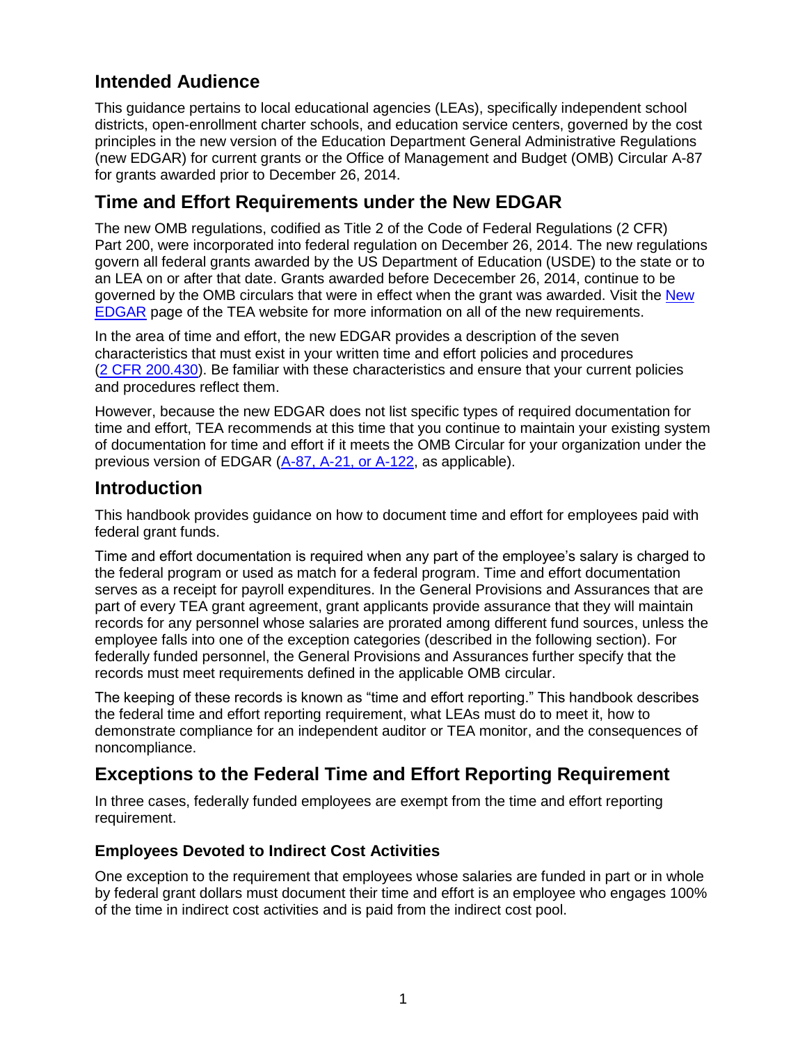## Intended Audience

This guidance pertains to local educational agencies (LEAs), specifically independent school districts, open-enrollment charter schools, and education service centers, governed by the cost principles in the new version of the Education Department General Administrative Regulations (new EDGAR) for current grants or the Office of Management and Budget (OMB) Circular A-87 for grants awarded prior to December 26, 2014.

## Time and Effort Requirements under the New EDGAR

The new OMB regulations, codified as Title 2 of the Code of Federal Regulations (2 CFR) Part 200, were incorporated into federal regulation on December 26, 2014. The new regulations govern all federal grants awarded by the US Department of Education (USDE) to the state or to an LEA on or after that date. Grants awarded before Dececember 26, 2014, continue to be governed by the OMB circulars that were in effect when the grant was awarded. Visit the New EDGAR page of the TEA website for more information on all of the new requirements.

In the area of time and effort, the new EDGAR provides a description of the seven characteristics that must exist in your written time and effort policies and procedures (2 CFR 200.430). Be familiar with these characteristics and ensure that your current policies and procedures reflect them.

However, because the new EDGAR does not list specific types of required documentation for time and effort, TEA recommends at this time that you continue to maintain your existing system of documentation for time and effort if it meets the OMB Circular for your organization under the previous version of EDGAR (A-87, A-21, or A-122, as applicable).

## Introduction

This handbook provides guidance on how to document time and effort for employees paid with federal grant funds.

Time and effort documentation is required when any part of the employee's salary is charged to the federal program or used as match for a federal program. Time and effort documentation serves as a receipt for payroll expenditures. In the General Provisions and Assurances that are part of every TEA grant agreement, grant applicants provide assurance that they will maintain records for any personnel whose salaries are prorated among different fund sources, unless the employee falls into one of the exception categories (described in the following section). For federally funded personnel, the General Provisions and Assurances further specify that the records must meet requirements defined in the applicable OMB circular.

The keeping of these records is known as "time and effort reporting." This handbook describes the federal time and effort reporting requirement, what LEAs must do to meet it, how to demonstrate compliance for an independent auditor or TEA monitor, and the consequences of noncompliance.

## Exceptions to the Federal Time and Effort Reporting Requirement

In three cases, federally funded employees are exempt from the time and effort reporting requirement.

### Employees Devoted to Indirect Cost Activities

One exception to the requirement that employees whose salaries are funded in part or in whole by federal grant dollars must document their time and effort is an employee who engages 100% of the time in indirect cost activities and is paid from the indirect cost pool.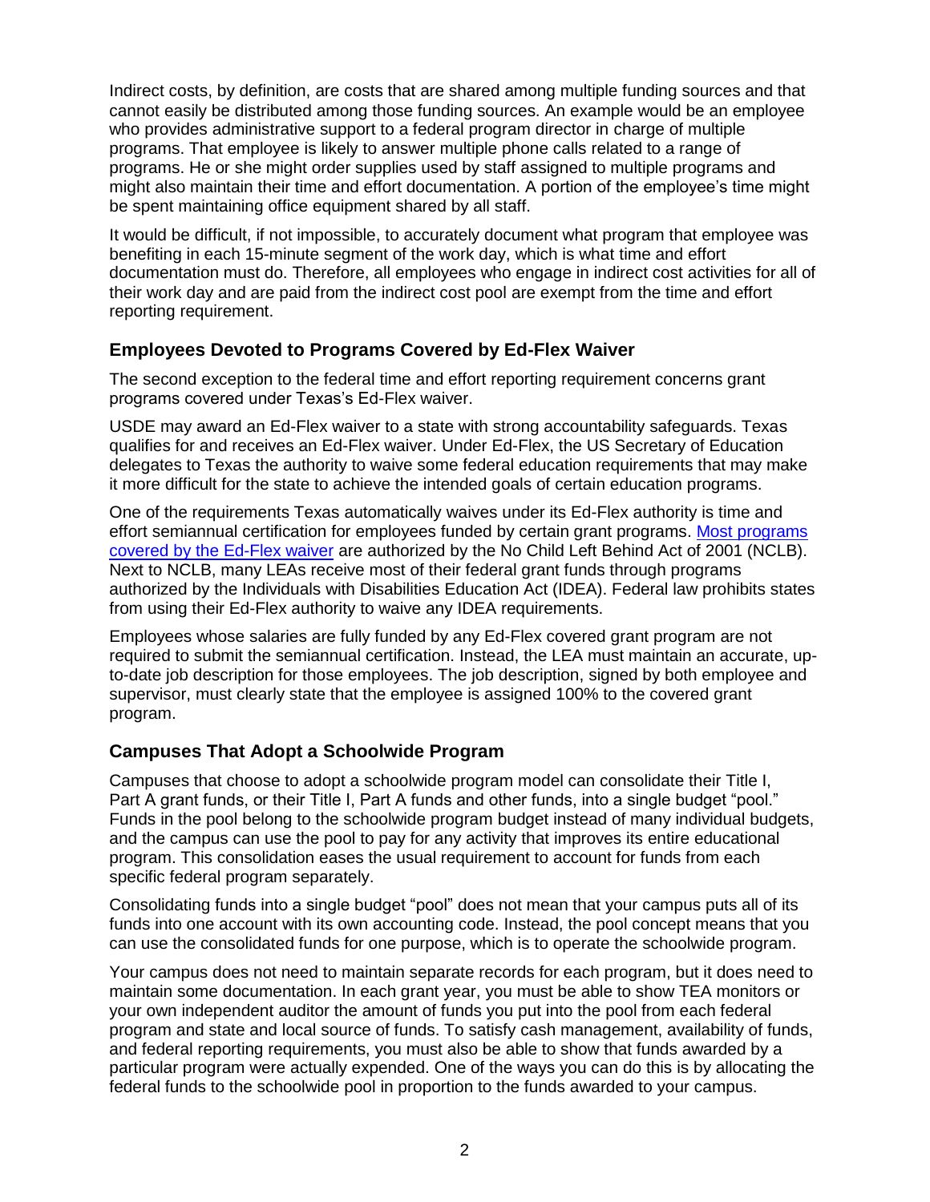Indirect costs, by definition, are costs that are shared among multiple funding sources and that cannot easily be distributed among those funding sources. An example would be an employee who provides administrative support to a federal program director in charge of multiple programs. That employee is likely to answer multiple phone calls related to a range of programs. He or she might order supplies used by staff assigned to multiple programs and might also maintain their time and effort documentation. A portion of the employee's time might be spent maintaining office equipment shared by all staff.

It would be difficult, if not impossible, to accurately document what program that employee was benefiting in each 15-minute segment of the work day, which is what time and effort documentation must do. Therefore, all employees who engage in indirect cost activities for all of their work day and are paid from the indirect cost pool are exempt from the time and effort reporting requirement.

## Employees Devoted to Programs Covered by Ed-Flex Waiver

The second exception to the federal time and effort reporting requirement concerns grant programs covered under Texas's Ed-Flex waiver.

USDE may award an Ed-Flex waiver to a state with strong accountability safeguards. Texas qualifies for and receives an Ed-Flex waiver. Under Ed-Flex, the US Secretary of Education delegates to Texas the authority to waive some federal education requirements that may make it more difficult for the state to achieve the intended goals of certain education programs.

One of the requirements Texas automatically waives under its Ed-Flex authority is time and effort semiannual certification for employees funded by certain grant programs. [Most programs covered by the Ed-Flex waiver] are authorized by the No Child Left Behind Act of 2001 (NCLB). Next to NCLB, many LEAs receive most of their federal grant funds through programs authorized by the Individuals with Disabilities Education Act (IDEA). Federal law prohibits states from using their Ed-Flex authority to waive any IDEA requirements.

Employees whose salaries are fully funded by any Ed-Flex covered grant program are not required to submit the semiannual certification. Instead, the LEA must maintain an accurate, up-to-date job description for those employees. The job description, signed by both employee and supervisor, must clearly state that the employee is assigned 100% to the covered grant program.

## Campuses That Adopt a Schoolwide Program

Campuses that choose to adopt a schoolwide program model can consolidate their Title I, Part A grant funds, or their Title I, Part A funds and other funds, into a single budget "pool." Funds in the pool belong to the schoolwide program budget instead of many individual budgets, and the campus can use the pool to pay for any activity that improves its entire educational program. This consolidation eases the usual requirement to account for funds from each specific federal program separately.

Consolidating funds into a single budget "pool" does not mean that your campus puts all of its funds into one account with its own accounting code. Instead, the pool concept means that you can use the consolidated funds for one purpose, which is to operate the schoolwide program.

Your campus does not need to maintain separate records for each program, but it does need to maintain some documentation. In each grant year, you must be able to show TEA monitors or your own independent auditor the amount of funds you put into the pool from each federal program and state and local source of funds. To satisfy cash management, availability of funds, and federal reporting requirements, you must also be able to show that funds awarded by a particular program were actually expended. One of the ways you can do this is by allocating the federal funds to the schoolwide pool in proportion to the funds awarded to your campus.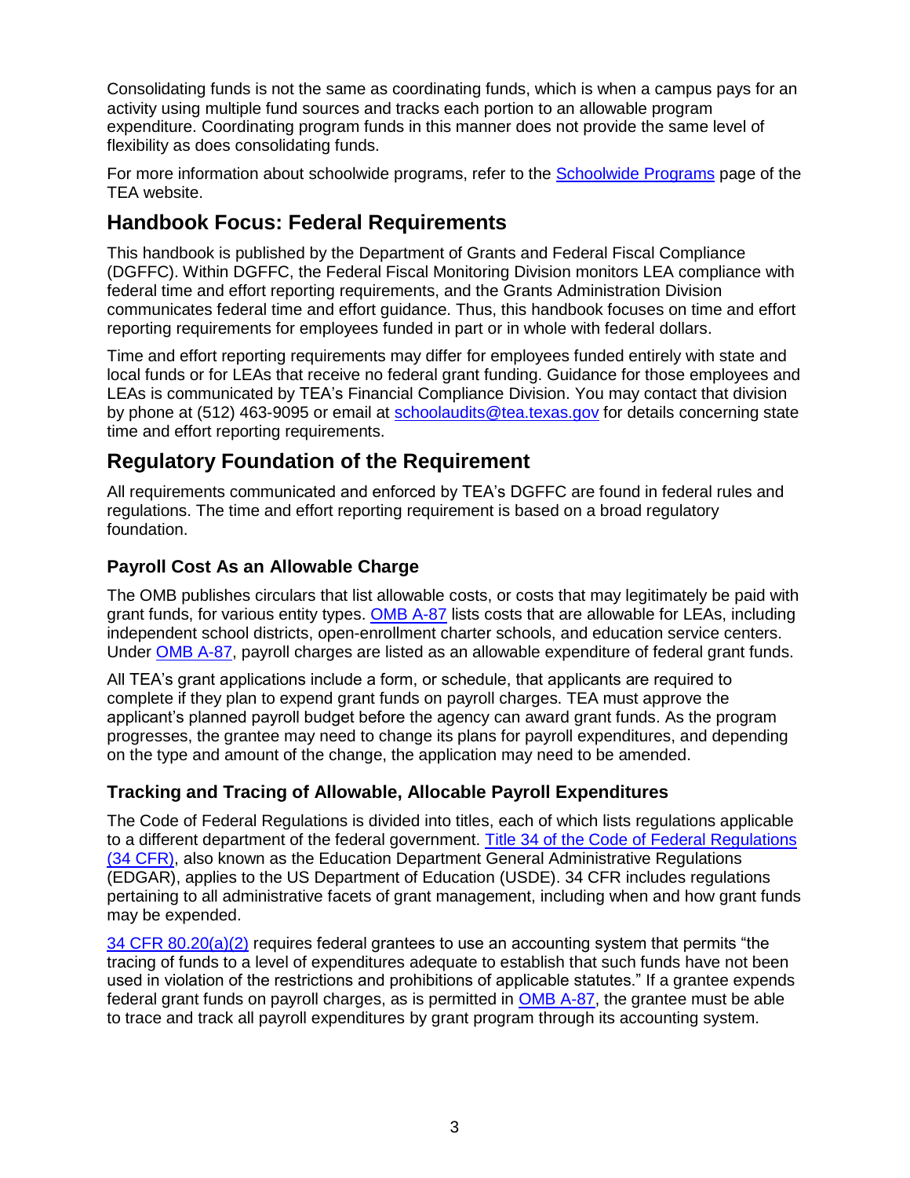Consolidating funds is not the same as coordinating funds, which is when a campus pays for an activity using multiple fund sources and tracks each portion to an allowable program expenditure. Coordinating program funds in this manner does not provide the same level of flexibility as does consolidating funds.

For more information about schoolwide programs, refer to the Schoolwide Programs page of the TEA website.

## Handbook Focus: Federal Requirements

This handbook is published by the Department of Grants and Federal Fiscal Compliance (DGFFC). Within DGFFC, the Federal Fiscal Monitoring Division monitors LEA compliance with federal time and effort reporting requirements, and the Grants Administration Division communicates federal time and effort guidance. Thus, this handbook focuses on time and effort reporting requirements for employees funded in part or in whole with federal dollars.

Time and effort reporting requirements may differ for employees funded entirely with state and local funds or for LEAs that receive no federal grant funding. Guidance for those employees and LEAs is communicated by TEA's Financial Compliance Division. You may contact that division by phone at (512) 463-9095 or email at schoolaudits@tea.texas.gov for details concerning state time and effort reporting requirements.

## Regulatory Foundation of the Requirement

All requirements communicated and enforced by TEA's DGFFC are found in federal rules and regulations. The time and effort reporting requirement is based on a broad regulatory foundation.

### Payroll Cost As an Allowable Charge

The OMB publishes circulars that list allowable costs, or costs that may legitimately be paid with grant funds, for various entity types. OMB A-87 lists costs that are allowable for LEAs, including independent school districts, open-enrollment charter schools, and education service centers. Under OMB A-87, payroll charges are listed as an allowable expenditure of federal grant funds.

All TEA's grant applications include a form, or schedule, that applicants are required to complete if they plan to expend grant funds on payroll charges. TEA must approve the applicant's planned payroll budget before the agency can award grant funds. As the program progresses, the grantee may need to change its plans for payroll expenditures, and depending on the type and amount of the change, the application may need to be amended.

### Tracking and Tracing of Allowable, Allocable Payroll Expenditures

The Code of Federal Regulations is divided into titles, each of which lists regulations applicable to a different department of the federal government. Title 34 of the Code of Federal Regulations (34 CFR), also known as the Education Department General Administrative Regulations (EDGAR), applies to the US Department of Education (USDE). 34 CFR includes regulations pertaining to all administrative facets of grant management, including when and how grant funds may be expended.

34 CFR 80.20(a)(2) requires federal grantees to use an accounting system that permits "the tracing of funds to a level of expenditures adequate to establish that such funds have not been used in violation of the restrictions and prohibitions of applicable statutes." If a grantee expends federal grant funds on payroll charges, as is permitted in OMB A-87, the grantee must be able to trace and track all payroll expenditures by grant program through its accounting system.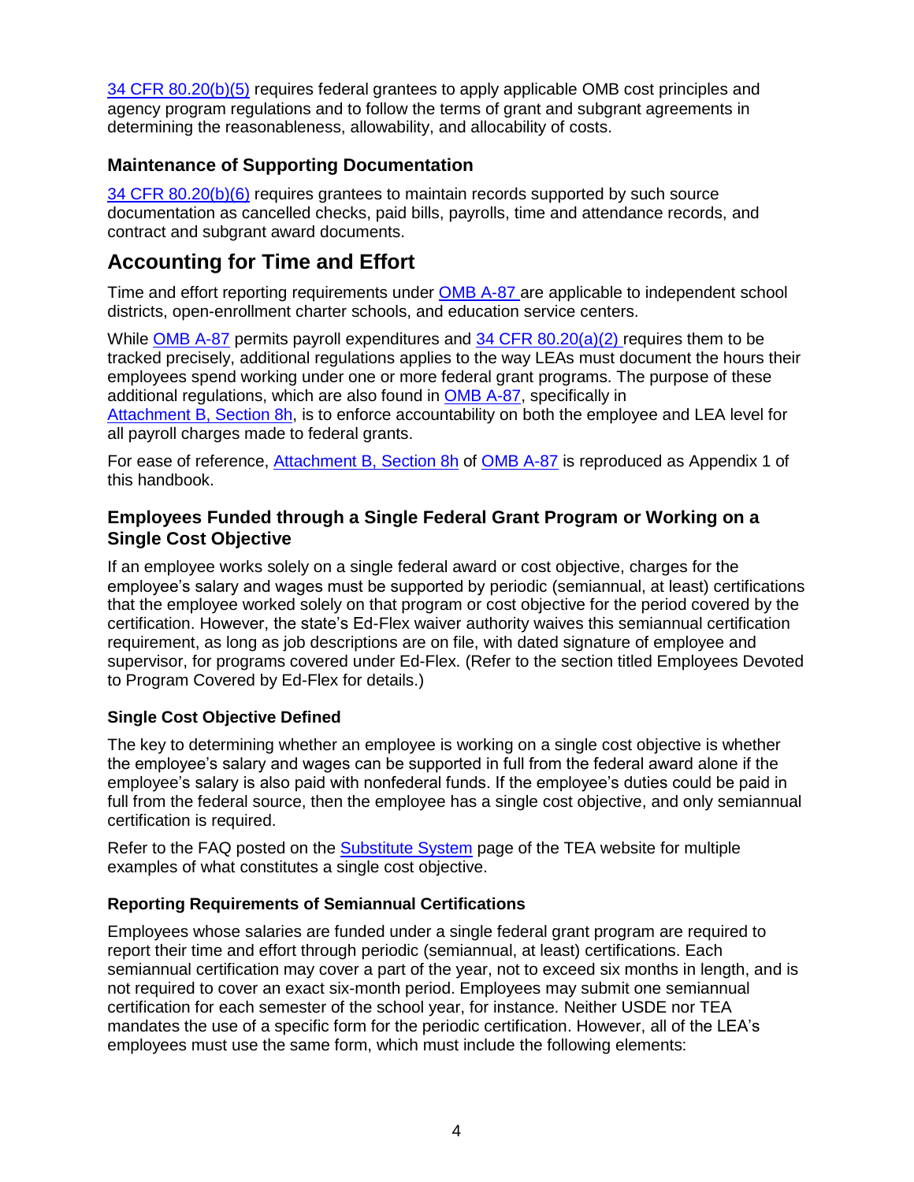[34 CFR 80.20(b)(5)] requires federal grantees to apply applicable OMB cost principles and agency program regulations and to follow the terms of grant and subgrant agreements in determining the reasonableness, allowability, and allocability of costs.

### Maintenance of Supporting Documentation

[34 CFR 80.20(b)(6)] requires grantees to maintain records supported by such source documentation as cancelled checks, paid bills, payrolls, time and attendance records, and contract and subgrant award documents.

## Accounting for Time and Effort

Time and effort reporting requirements under OMB A-87 are applicable to independent school districts, open-enrollment charter schools, and education service centers.

While OMB A-87 permits payroll expenditures and 34 CFR 80.20(a)(2) requires them to be tracked precisely, additional regulations applies to the way LEAs must document the hours their employees spend working under one or more federal grant programs. The purpose of these additional regulations, which are also found in OMB A-87, specifically in Attachment B, Section 8h, is to enforce accountability on both the employee and LEA level for all payroll charges made to federal grants.

For ease of reference, Attachment B, Section 8h of OMB A-87 is reproduced as Appendix 1 of this handbook.

### Employees Funded through a Single Federal Grant Program or Working on a Single Cost Objective

If an employee works solely on a single federal award or cost objective, charges for the employee's salary and wages must be supported by periodic (semiannual, at least) certifications that the employee worked solely on that program or cost objective for the period covered by the certification. However, the state's Ed-Flex waiver authority waives this semiannual certification requirement, as long as job descriptions are on file, with dated signature of employee and supervisor, for programs covered under Ed-Flex. (Refer to the section titled Employees Devoted to Program Covered by Ed-Flex for details.)

#### Single Cost Objective Defined

The key to determining whether an employee is working on a single cost objective is whether the employee's salary and wages can be supported in full from the federal award alone if the employee's salary is also paid with nonfederal funds. If the employee's duties could be paid in full from the federal source, then the employee has a single cost objective, and only semiannual certification is required.

Refer to the FAQ posted on the Substitute System page of the TEA website for multiple examples of what constitutes a single cost objective.

#### Reporting Requirements of Semiannual Certifications

Employees whose salaries are funded under a single federal grant program are required to report their time and effort through periodic (semiannual, at least) certifications. Each semiannual certification may cover a part of the year, not to exceed six months in length, and is not required to cover an exact six-month period. Employees may submit one semiannual certification for each semester of the school year, for instance. Neither USDE nor TEA mandates the use of a specific form for the periodic certification. However, all of the LEA's employees must use the same form, which must include the following elements: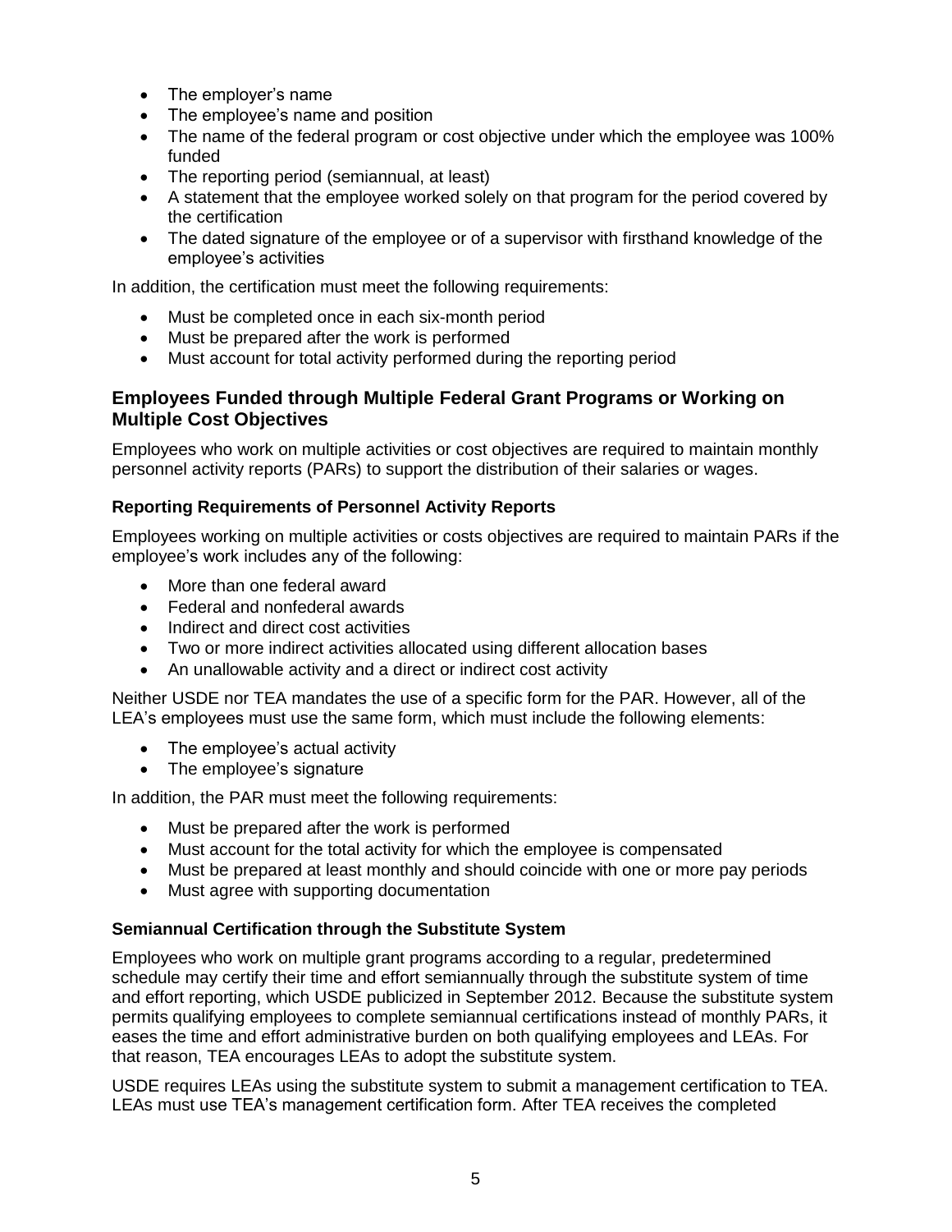- The employer's name
- The employee's name and position
- The name of the federal program or cost objective under which the employee was 100% funded
- The reporting period (semiannual, at least)
- A statement that the employee worked solely on that program for the period covered by the certification
- The dated signature of the employee or of a supervisor with firsthand knowledge of the employee's activities

In addition, the certification must meet the following requirements:

- Must be completed once in each six-month period
- Must be prepared after the work is performed
- Must account for total activity performed during the reporting period

## Employees Funded through Multiple Federal Grant Programs or Working on Multiple Cost Objectives

Employees who work on multiple activities or cost objectives are required to maintain monthly personnel activity reports (PARs) to support the distribution of their salaries or wages.

### Reporting Requirements of Personnel Activity Reports

Employees working on multiple activities or costs objectives are required to maintain PARs if the employee's work includes any of the following:

- More than one federal award
- Federal and nonfederal awards
- Indirect and direct cost activities
- Two or more indirect activities allocated using different allocation bases
- An unallowable activity and a direct or indirect cost activity

Neither USDE nor TEA mandates the use of a specific form for the PAR. However, all of the LEA's employees must use the same form, which must include the following elements:

- The employee's actual activity
- The employee's signature

In addition, the PAR must meet the following requirements:

- Must be prepared after the work is performed
- Must account for the total activity for which the employee is compensated
- Must be prepared at least monthly and should coincide with one or more pay periods
- Must agree with supporting documentation

### Semiannual Certification through the Substitute System

Employees who work on multiple grant programs according to a regular, predetermined schedule may certify their time and effort semiannually through the substitute system of time and effort reporting, which USDE publicized in September 2012. Because the substitute system permits qualifying employees to complete semiannual certifications instead of monthly PARs, it eases the time and effort administrative burden on both qualifying employees and LEAs. For that reason, TEA encourages LEAs to adopt the substitute system.

USDE requires LEAs using the substitute system to submit a management certification to TEA. LEAs must use TEA's management certification form. After TEA receives the completed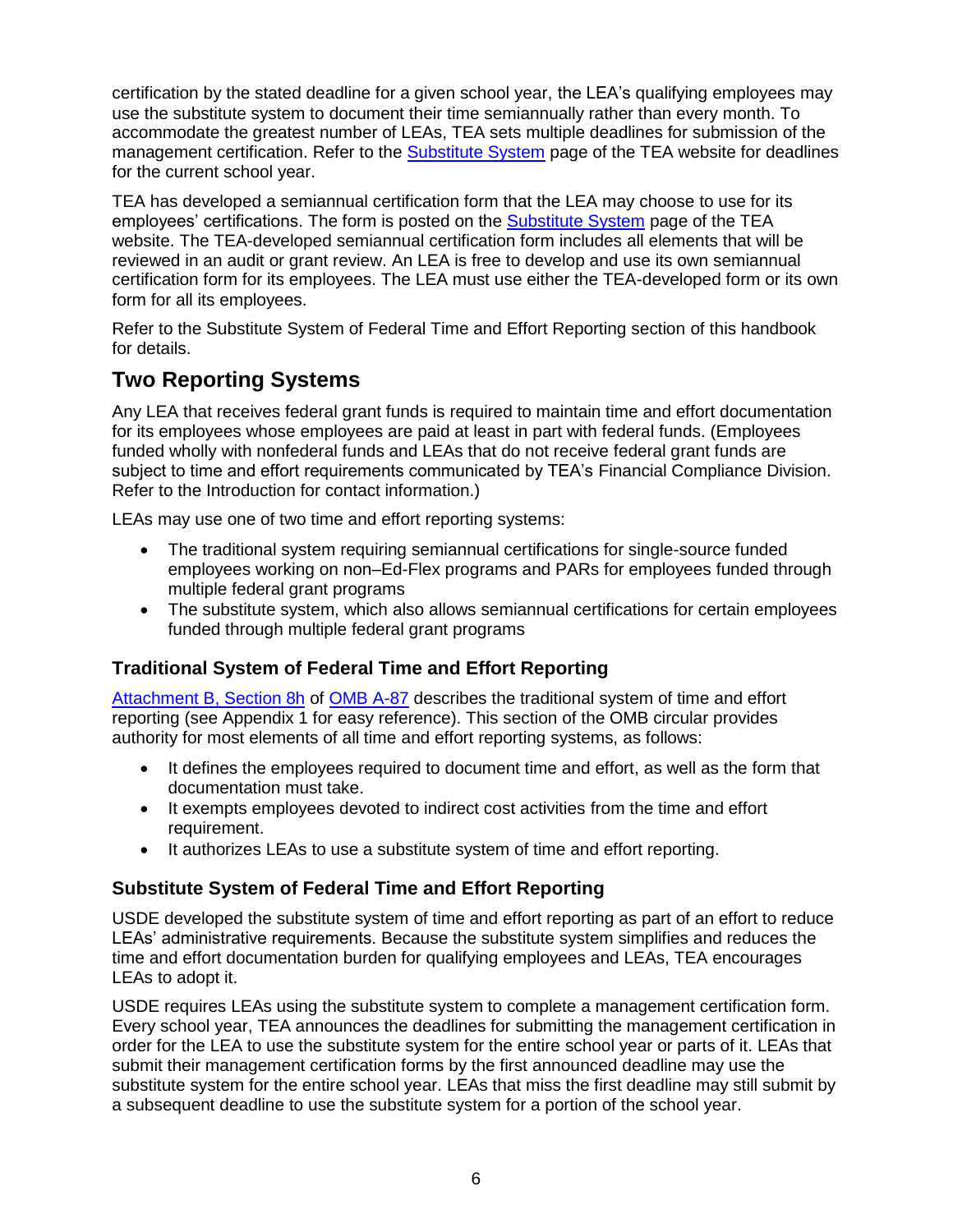certification by the stated deadline for a given school year, the LEA's qualifying employees may use the substitute system to document their time semiannually rather than every month. To accommodate the greatest number of LEAs, TEA sets multiple deadlines for submission of the management certification. Refer to the Substitute System page of the TEA website for deadlines for the current school year.

TEA has developed a semiannual certification form that the LEA may choose to use for its employees' certifications. The form is posted on the Substitute System page of the TEA website. The TEA-developed semiannual certification form includes all elements that will be reviewed in an audit or grant review. An LEA is free to develop and use its own semiannual certification form for its employees. The LEA must use either the TEA-developed form or its own form for all its employees.

Refer to the Substitute System of Federal Time and Effort Reporting section of this handbook for details.

## Two Reporting Systems

Any LEA that receives federal grant funds is required to maintain time and effort documentation for its employees whose employees are paid at least in part with federal funds. (Employees funded wholly with nonfederal funds and LEAs that do not receive federal grant funds are subject to time and effort requirements communicated by TEA's Financial Compliance Division. Refer to the Introduction for contact information.)

LEAs may use one of two time and effort reporting systems:

- The traditional system requiring semiannual certifications for single-source funded employees working on non–Ed-Flex programs and PARs for employees funded through multiple federal grant programs
- The substitute system, which also allows semiannual certifications for certain employees funded through multiple federal grant programs

### Traditional System of Federal Time and Effort Reporting

Attachment B, Section 8h of OMB A-87 describes the traditional system of time and effort reporting (see Appendix 1 for easy reference). This section of the OMB circular provides authority for most elements of all time and effort reporting systems, as follows:

- It defines the employees required to document time and effort, as well as the form that documentation must take.
- It exempts employees devoted to indirect cost activities from the time and effort requirement.
- It authorizes LEAs to use a substitute system of time and effort reporting.

### Substitute System of Federal Time and Effort Reporting

USDE developed the substitute system of time and effort reporting as part of an effort to reduce LEAs' administrative requirements. Because the substitute system simplifies and reduces the time and effort documentation burden for qualifying employees and LEAs, TEA encourages LEAs to adopt it.

USDE requires LEAs using the substitute system to complete a management certification form. Every school year, TEA announces the deadlines for submitting the management certification in order for the LEA to use the substitute system for the entire school year or parts of it. LEAs that submit their management certification forms by the first announced deadline may use the substitute system for the entire school year. LEAs that miss the first deadline may still submit by a subsequent deadline to use the substitute system for a portion of the school year.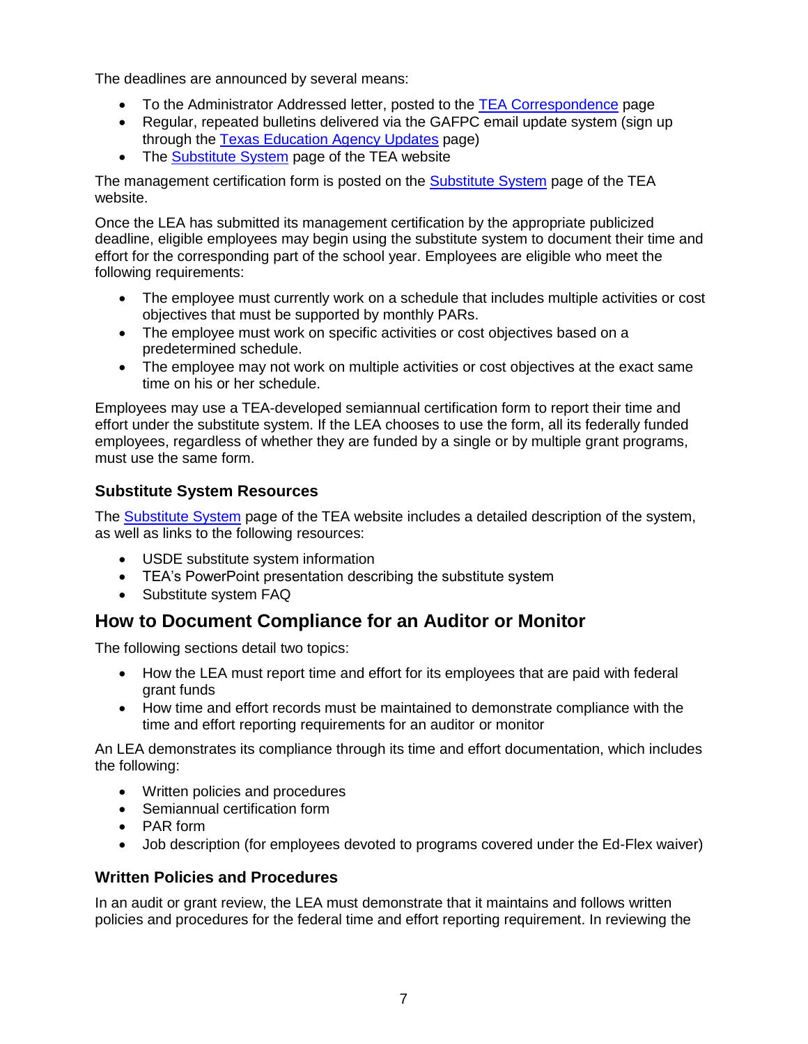The deadlines are announced by several means:

- To the Administrator Addressed letter, posted to the TEA Correspondence page
- Regular, repeated bulletins delivered via the GAFPC email update system (sign up through the Texas Education Agency Updates page)
- The Substitute System page of the TEA website

The management certification form is posted on the Substitute System page of the TEA website.

Once the LEA has submitted its management certification by the appropriate publicized deadline, eligible employees may begin using the substitute system to document their time and effort for the corresponding part of the school year. Employees are eligible who meet the following requirements:

- The employee must currently work on a schedule that includes multiple activities or cost objectives that must be supported by monthly PARs.
- The employee must work on specific activities or cost objectives based on a predetermined schedule.
- The employee may not work on multiple activities or cost objectives at the exact same time on his or her schedule.

Employees may use a TEA-developed semiannual certification form to report their time and effort under the substitute system. If the LEA chooses to use the form, all its federally funded employees, regardless of whether they are funded by a single or by multiple grant programs, must use the same form.

### Substitute System Resources

The Substitute System page of the TEA website includes a detailed description of the system, as well as links to the following resources:

- USDE substitute system information
- TEA's PowerPoint presentation describing the substitute system
- Substitute system FAQ

## How to Document Compliance for an Auditor or Monitor

The following sections detail two topics:

- How the LEA must report time and effort for its employees that are paid with federal grant funds
- How time and effort records must be maintained to demonstrate compliance with the time and effort reporting requirements for an auditor or monitor

An LEA demonstrates its compliance through its time and effort documentation, which includes the following:

- Written policies and procedures
- Semiannual certification form
- PAR form
- Job description (for employees devoted to programs covered under the Ed-Flex waiver)

### Written Policies and Procedures

In an audit or grant review, the LEA must demonstrate that it maintains and follows written policies and procedures for the federal time and effort reporting requirement. In reviewing the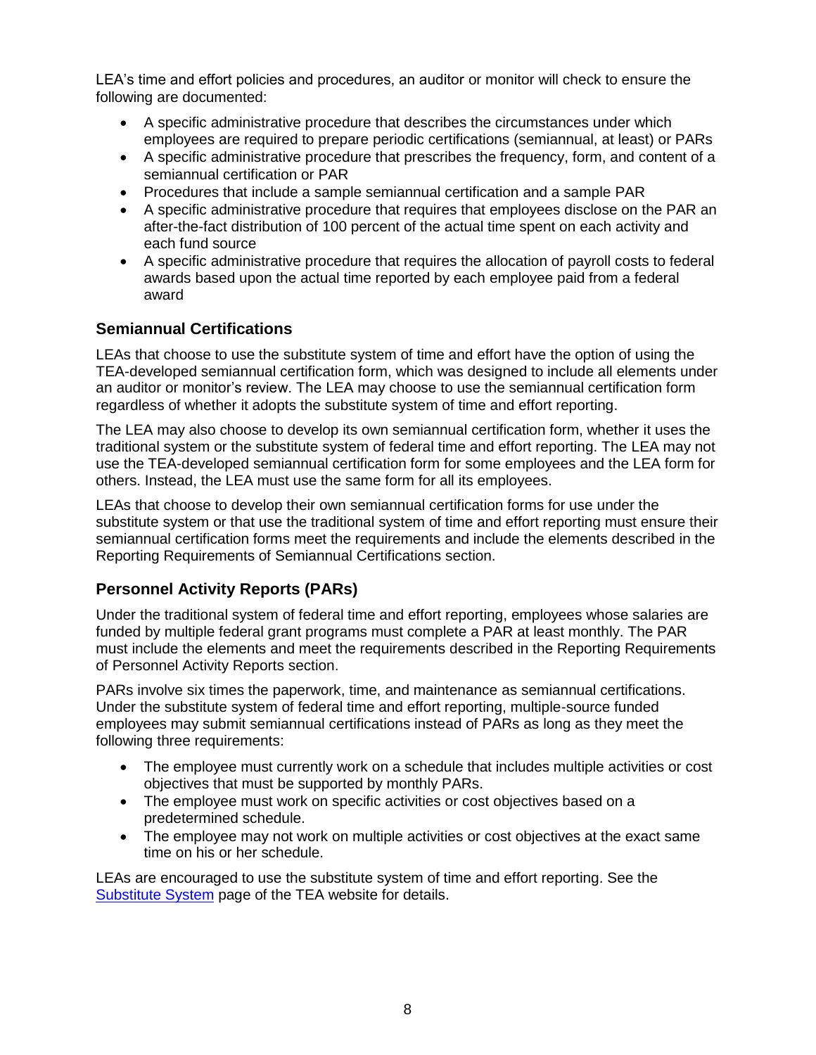LEA's time and effort policies and procedures, an auditor or monitor will check to ensure the following are documented:

- A specific administrative procedure that describes the circumstances under which employees are required to prepare periodic certifications (semiannual, at least) or PARs
- A specific administrative procedure that prescribes the frequency, form, and content of a semiannual certification or PAR
- Procedures that include a sample semiannual certification and a sample PAR
- A specific administrative procedure that requires that employees disclose on the PAR an after-the-fact distribution of 100 percent of the actual time spent on each activity and each fund source
- A specific administrative procedure that requires the allocation of payroll costs to federal awards based upon the actual time reported by each employee paid from a federal award

## Semiannual Certifications

LEAs that choose to use the substitute system of time and effort have the option of using the TEA-developed semiannual certification form, which was designed to include all elements under an auditor or monitor's review. The LEA may choose to use the semiannual certification form regardless of whether it adopts the substitute system of time and effort reporting.

The LEA may also choose to develop its own semiannual certification form, whether it uses the traditional system or the substitute system of federal time and effort reporting. The LEA may not use the TEA-developed semiannual certification form for some employees and the LEA form for others. Instead, the LEA must use the same form for all its employees.

LEAs that choose to develop their own semiannual certification forms for use under the substitute system or that use the traditional system of time and effort reporting must ensure their semiannual certification forms meet the requirements and include the elements described in the Reporting Requirements of Semiannual Certifications section.

## Personnel Activity Reports (PARs)

Under the traditional system of federal time and effort reporting, employees whose salaries are funded by multiple federal grant programs must complete a PAR at least monthly. The PAR must include the elements and meet the requirements described in the Reporting Requirements of Personnel Activity Reports section.

PARs involve six times the paperwork, time, and maintenance as semiannual certifications. Under the substitute system of federal time and effort reporting, multiple-source funded employees may submit semiannual certifications instead of PARs as long as they meet the following three requirements:

- The employee must currently work on a schedule that includes multiple activities or cost objectives that must be supported by monthly PARs.
- The employee must work on specific activities or cost objectives based on a predetermined schedule.
- The employee may not work on multiple activities or cost objectives at the exact same time on his or her schedule.

LEAs are encouraged to use the substitute system of time and effort reporting. See the Substitute System page of the TEA website for details.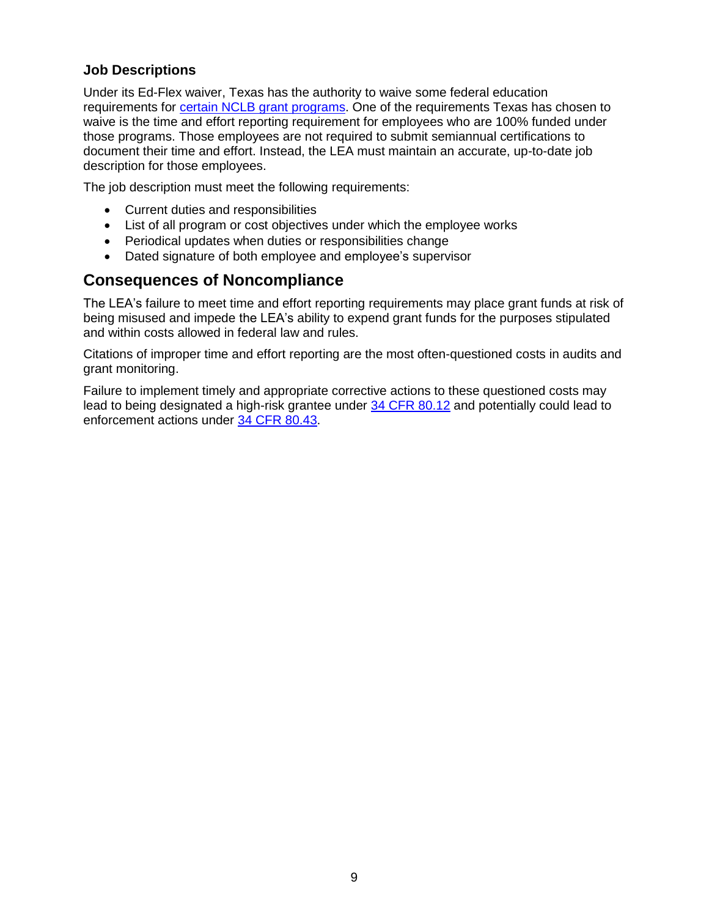### Job Descriptions

Under its Ed-Flex waiver, Texas has the authority to waive some federal education requirements for certain NCLB grant programs. One of the requirements Texas has chosen to waive is the time and effort reporting requirement for employees who are 100% funded under those programs. Those employees are not required to submit semiannual certifications to document their time and effort. Instead, the LEA must maintain an accurate, up-to-date job description for those employees.

The job description must meet the following requirements:

- Current duties and responsibilities
- List of all program or cost objectives under which the employee works
- Periodical updates when duties or responsibilities change
- Dated signature of both employee and employee's supervisor

## Consequences of Noncompliance

The LEA's failure to meet time and effort reporting requirements may place grant funds at risk of being misused and impede the LEA's ability to expend grant funds for the purposes stipulated and within costs allowed in federal law and rules.

Citations of improper time and effort reporting are the most often-questioned costs in audits and grant monitoring.

Failure to implement timely and appropriate corrective actions to these questioned costs may lead to being designated a high-risk grantee under 34 CFR 80.12 and potentially could lead to enforcement actions under 34 CFR 80.43.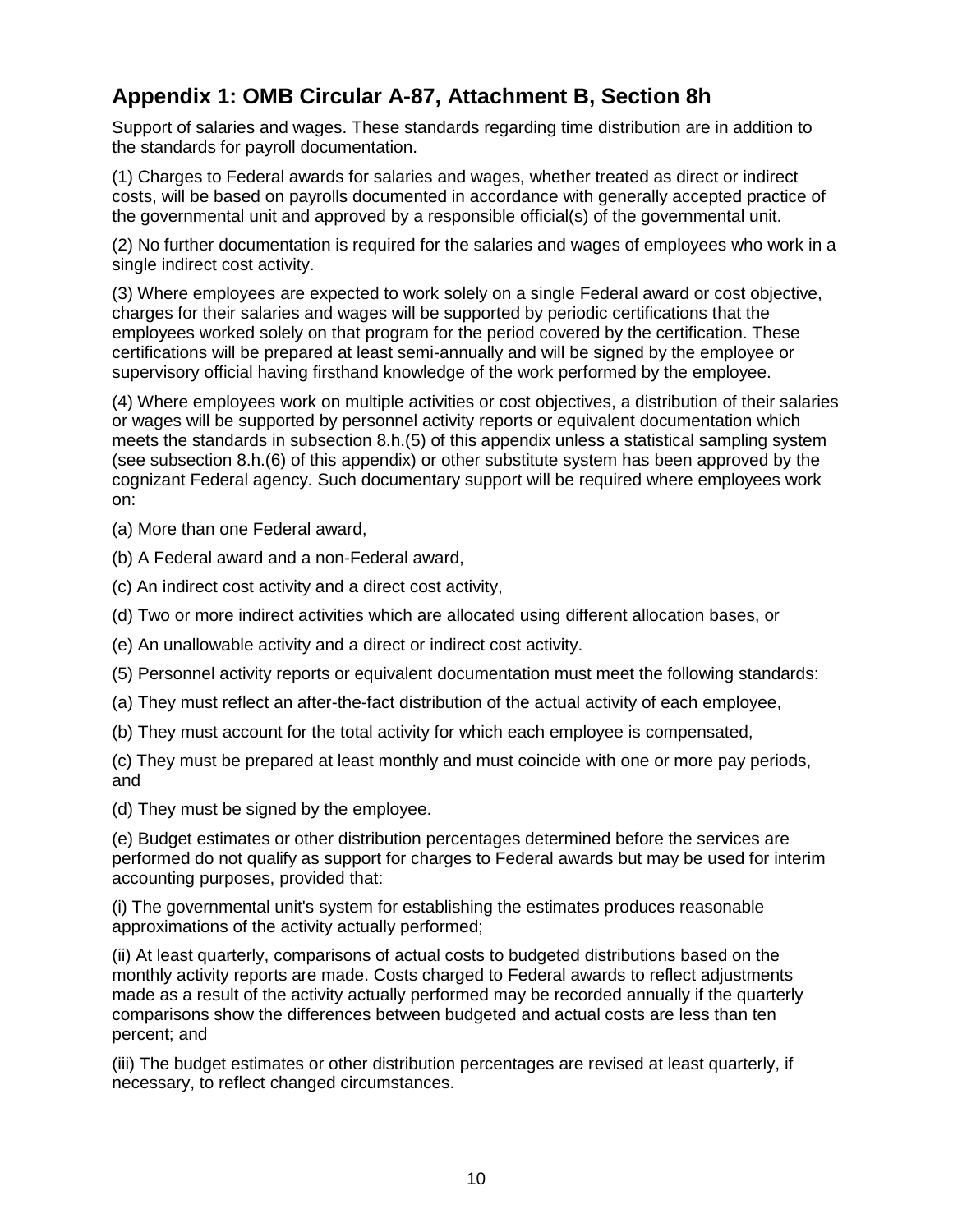## Appendix 1: OMB Circular A-87, Attachment B, Section 8h

Support of salaries and wages. These standards regarding time distribution are in addition to the standards for payroll documentation.

(1) Charges to Federal awards for salaries and wages, whether treated as direct or indirect costs, will be based on payrolls documented in accordance with generally accepted practice of the governmental unit and approved by a responsible official(s) of the governmental unit.

(2) No further documentation is required for the salaries and wages of employees who work in a single indirect cost activity.

(3) Where employees are expected to work solely on a single Federal award or cost objective, charges for their salaries and wages will be supported by periodic certifications that the employees worked solely on that program for the period covered by the certification. These certifications will be prepared at least semi-annually and will be signed by the employee or supervisory official having firsthand knowledge of the work performed by the employee.

(4) Where employees work on multiple activities or cost objectives, a distribution of their salaries or wages will be supported by personnel activity reports or equivalent documentation which meets the standards in subsection 8.h.(5) of this appendix unless a statistical sampling system (see subsection 8.h.(6) of this appendix) or other substitute system has been approved by the cognizant Federal agency. Such documentary support will be required where employees work on:

(a) More than one Federal award,

(b) A Federal award and a non-Federal award,

(c) An indirect cost activity and a direct cost activity,

(d) Two or more indirect activities which are allocated using different allocation bases, or

(e) An unallowable activity and a direct or indirect cost activity.

(5) Personnel activity reports or equivalent documentation must meet the following standards:

(a) They must reflect an after-the-fact distribution of the actual activity of each employee,

(b) They must account for the total activity for which each employee is compensated,

(c) They must be prepared at least monthly and must coincide with one or more pay periods, and

(d) They must be signed by the employee.

(e) Budget estimates or other distribution percentages determined before the services are performed do not qualify as support for charges to Federal awards but may be used for interim accounting purposes, provided that:

(i) The governmental unit's system for establishing the estimates produces reasonable approximations of the activity actually performed;

(ii) At least quarterly, comparisons of actual costs to budgeted distributions based on the monthly activity reports are made. Costs charged to Federal awards to reflect adjustments made as a result of the activity actually performed may be recorded annually if the quarterly comparisons show the differences between budgeted and actual costs are less than ten percent; and

(iii) The budget estimates or other distribution percentages are revised at least quarterly, if necessary, to reflect changed circumstances.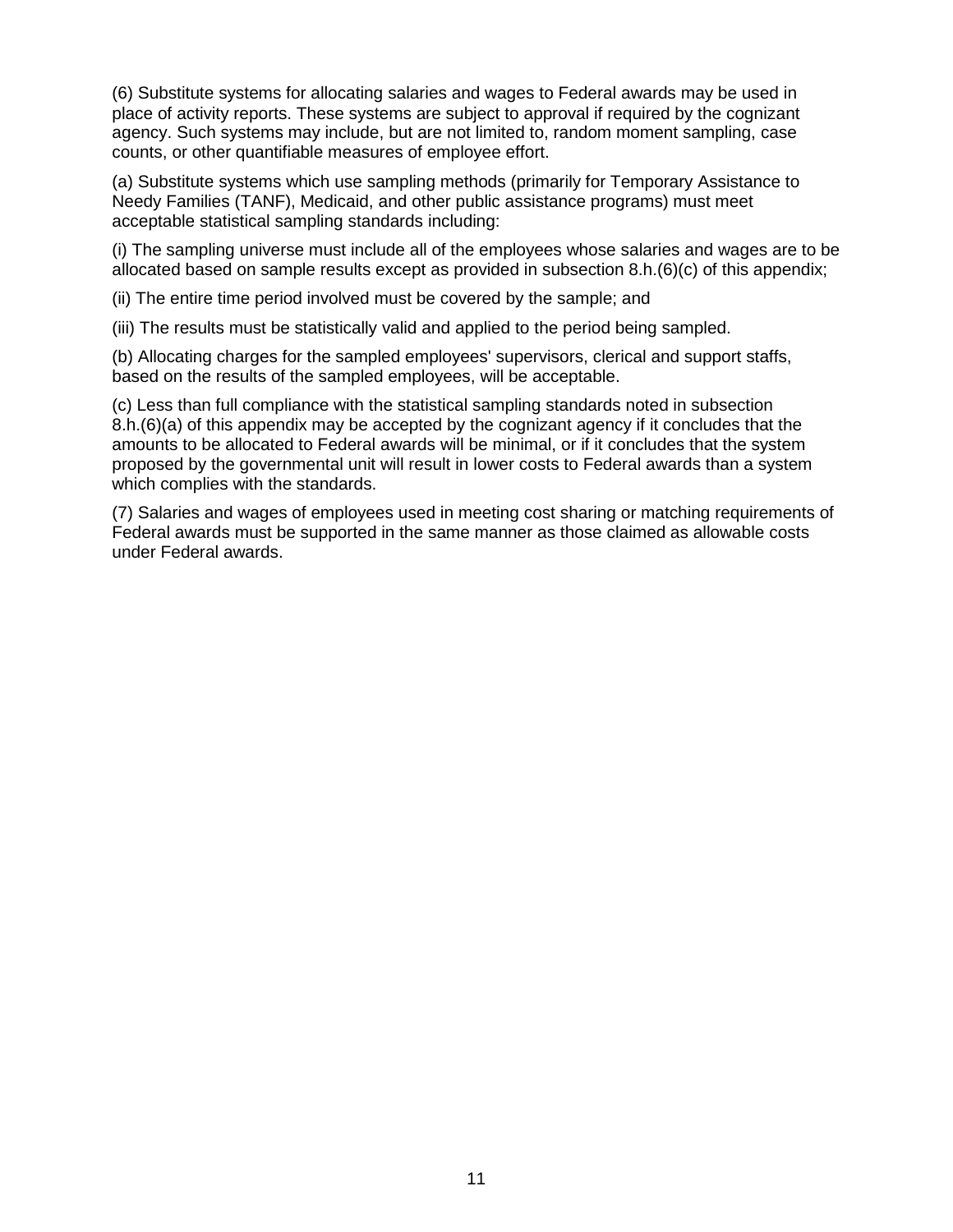(6) Substitute systems for allocating salaries and wages to Federal awards may be used in place of activity reports. These systems are subject to approval if required by the cognizant agency. Such systems may include, but are not limited to, random moment sampling, case counts, or other quantifiable measures of employee effort.

(a) Substitute systems which use sampling methods (primarily for Temporary Assistance to Needy Families (TANF), Medicaid, and other public assistance programs) must meet acceptable statistical sampling standards including:

(i) The sampling universe must include all of the employees whose salaries and wages are to be allocated based on sample results except as provided in subsection 8.h.(6)(c) of this appendix;

(ii) The entire time period involved must be covered by the sample; and

(iii) The results must be statistically valid and applied to the period being sampled.

(b) Allocating charges for the sampled employees' supervisors, clerical and support staffs, based on the results of the sampled employees, will be acceptable.

(c) Less than full compliance with the statistical sampling standards noted in subsection 8.h.(6)(a) of this appendix may be accepted by the cognizant agency if it concludes that the amounts to be allocated to Federal awards will be minimal, or if it concludes that the system proposed by the governmental unit will result in lower costs to Federal awards than a system which complies with the standards.

(7) Salaries and wages of employees used in meeting cost sharing or matching requirements of Federal awards must be supported in the same manner as those claimed as allowable costs under Federal awards.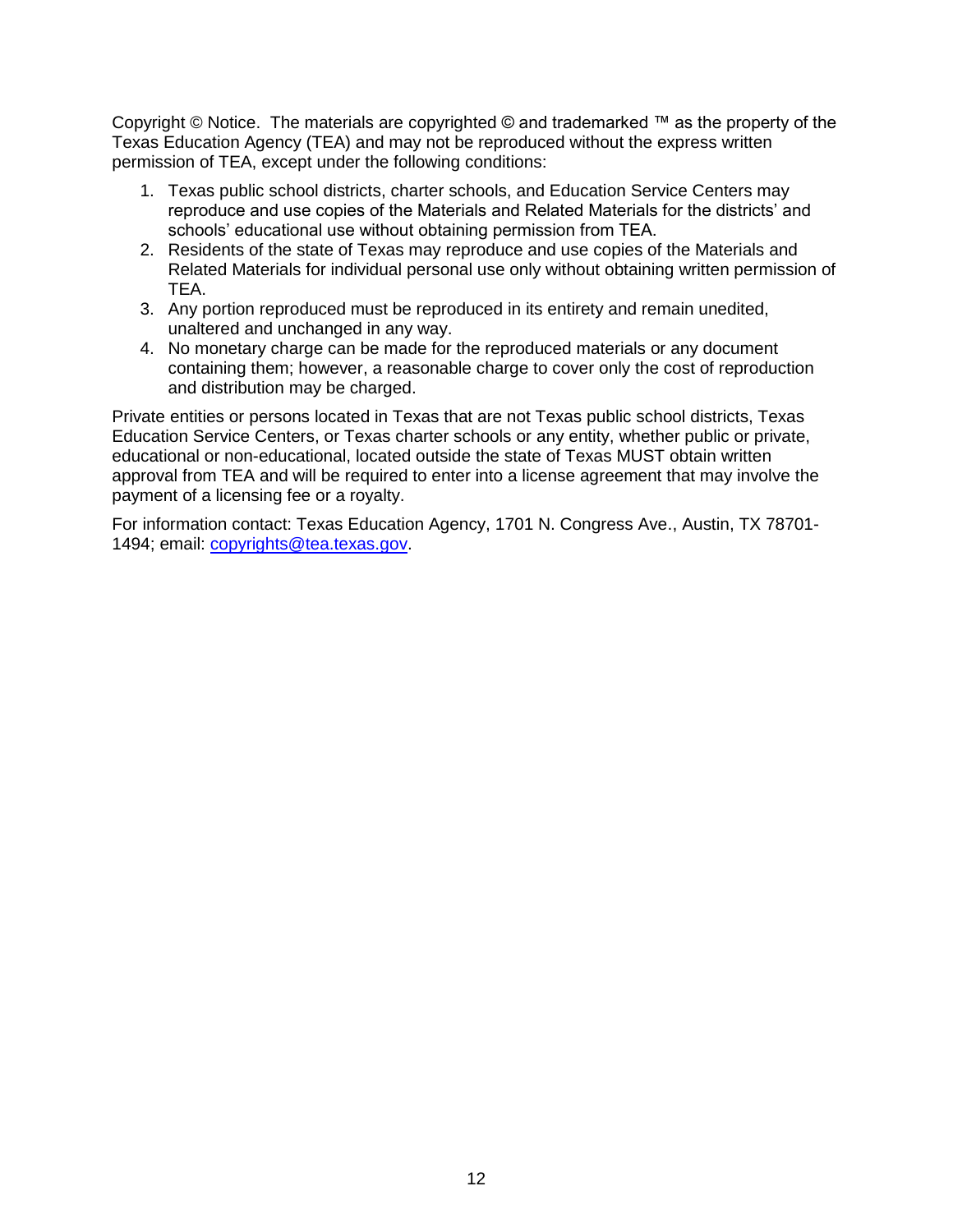Copyright © Notice. The materials are copyrighted © and trademarked ™ as the property of the Texas Education Agency (TEA) and may not be reproduced without the express written permission of TEA, except under the following conditions:

1. Texas public school districts, charter schools, and Education Service Centers may reproduce and use copies of the Materials and Related Materials for the districts' and schools' educational use without obtaining permission from TEA.
2. Residents of the state of Texas may reproduce and use copies of the Materials and Related Materials for individual personal use only without obtaining written permission of TEA.
3. Any portion reproduced must be reproduced in its entirety and remain unedited, unaltered and unchanged in any way.
4. No monetary charge can be made for the reproduced materials or any document containing them; however, a reasonable charge to cover only the cost of reproduction and distribution may be charged.

Private entities or persons located in Texas that are not Texas public school districts, Texas Education Service Centers, or Texas charter schools or any entity, whether public or private, educational or non-educational, located outside the state of Texas MUST obtain written approval from TEA and will be required to enter into a license agreement that may involve the payment of a licensing fee or a royalty.

For information contact: Texas Education Agency, 1701 N. Congress Ave., Austin, TX 78701-1494; email: copyrights@tea.texas.gov.